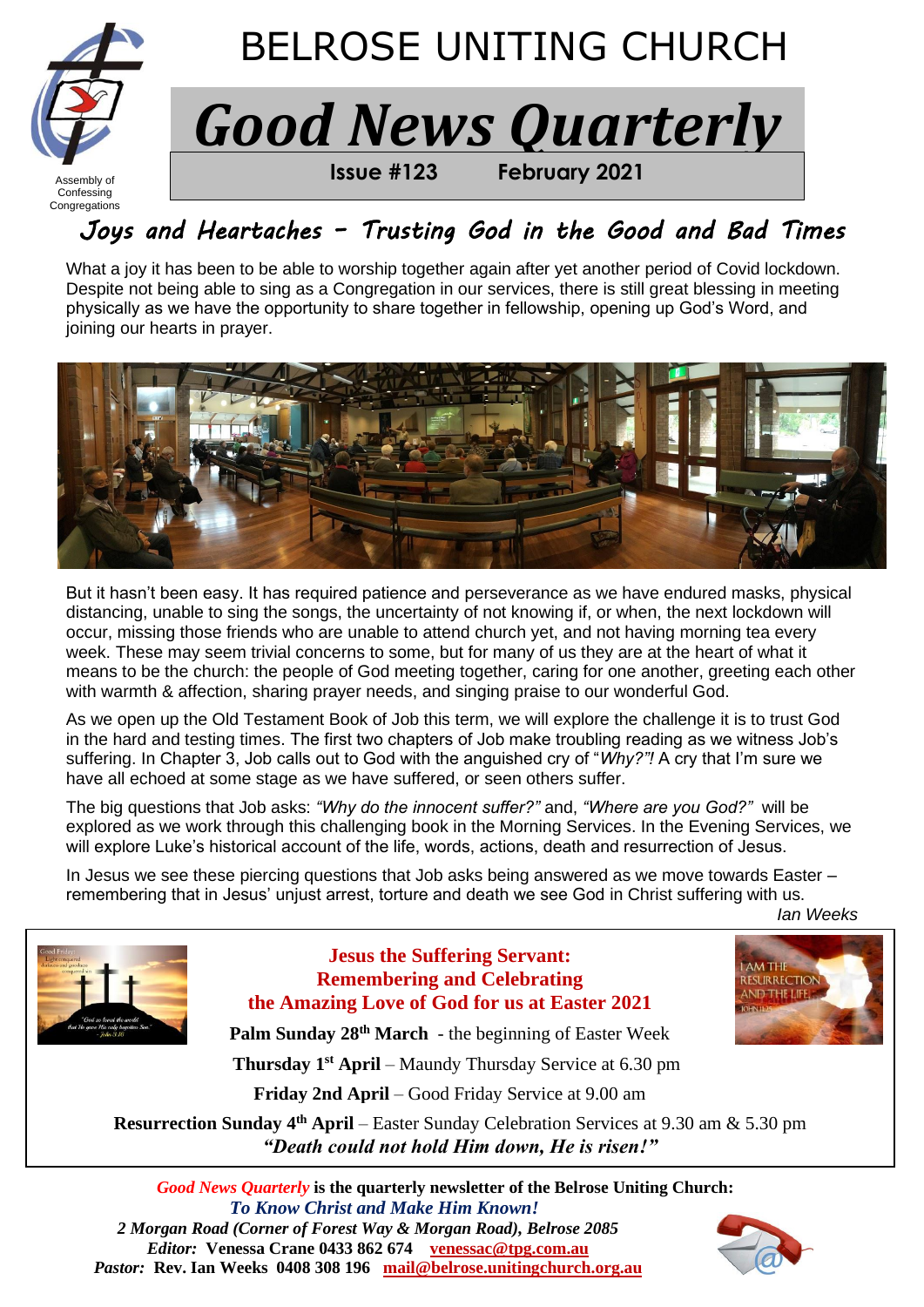# BELROSE UNITING CHURCH

Assembly of Confessing Congregations

# Good News Quarterly

**Issue #123 February 2021**

## Joys and Heartaches – Trusting God in the Good and Bad Times

What a joy it has been to be able to worship together again after yet another period of Covid lockdown. Despite not being able to sing as a Congregation in our services, there is still great blessing in meeting physically as we have the opportunity to share together in fellowship, opening up God's Word, and joining our hearts in prayer.

But it hasn't been easy. It has required patience and perseverance as we have endured masks, physical distancing, unable to sing the songs, the uncertainty of not knowing if, or when, the next lockdown will occur, missing those friends who are unable to attend church yet, and not having morning tea every week. These may seem trivial concerns to some, but for many of us they are at the heart of what it means to be the church: the people of God meeting together, caring for one another, greeting each other with warmth & affection, sharing prayer needs, and singing praise to our wonderful God.

As we open up the Old Testament Book of Job this term, we will explore the challenge it is to trust God in the hard and testing times. The first two chapters of Job make troubling reading as we witness Job's suffering. In Chapter 3, Job calls out to God with the anguished cry of "*Why?"!* A cry that I'm sure we have all echoed at some stage as we have suffered, or seen others suffer.

The big questions that Job asks: *"Why do the innocent suffer?"* and, *"Where are you God?"* will be explored as we work through this challenging book in the Morning Services. In the Evening Services, we will explore Luke's historical account of the life, words, actions, death and resurrection of Jesus.

In Jesus we see these piercing questions that Job asks being answered as we move towards Easter – remembering that in Jesus' unjust arrest, torture and death we see God in Christ suffering with us.

*Ian Weeks*

---

### Jesus the Suffering Servant: Remembering and Celebrating the Amazing Love of God for us at Easter 2021

**Palm Sunday 28th March** - the beginning of Easter Week

**Thursday 1st April** – Maundy Thursday Service at 6.30 pm

**Friday 2nd April** – Good Friday Service at 9.00 am

**Resurrection Sunday 4th April** – Easter Sunday Celebration Services at 9.30 am & 5.30 pm

***"Death could not hold Him down, He is risen!"***

---

***Good News Quarterly*** **is the quarterly newsletter of the Belrose Uniting Church:**

***To Know Christ and Make Him Known!***

***2 Morgan Road (Corner of Forest Way & Morgan Road), Belrose 2085***

***Editor:*** **Venessa Crane 0433 862 674 venessac@tpg.com.au**

***Pastor:*** **Rev. Ian Weeks 0408 308 196 mail@belrose.unitingchurch.org.au**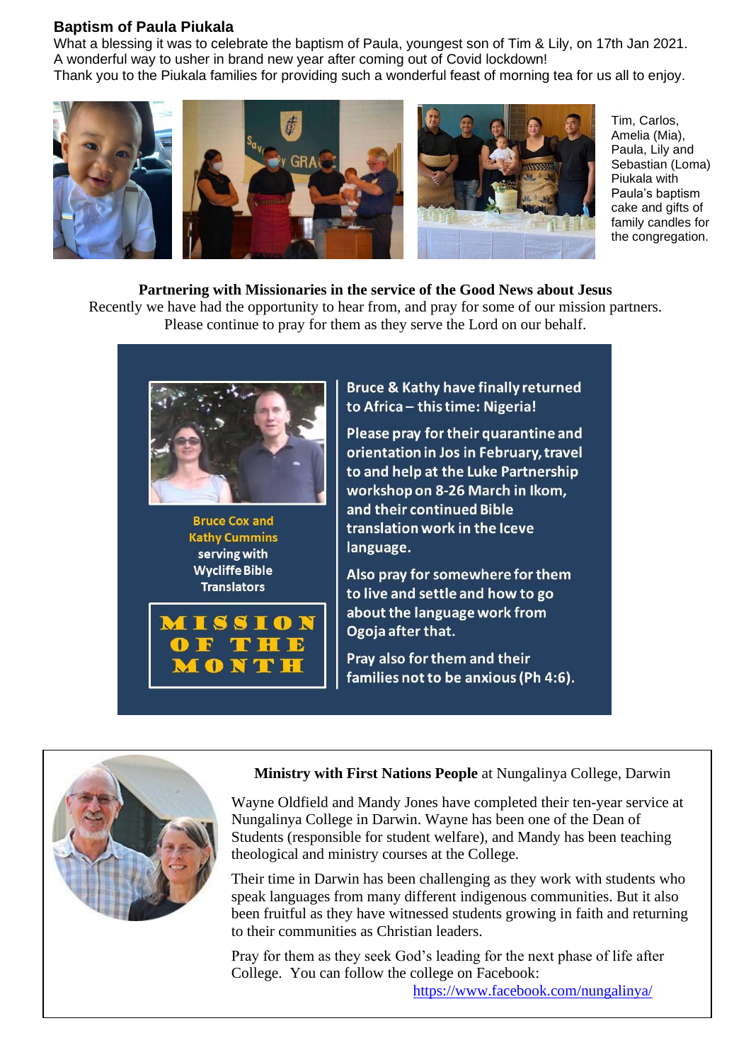## Baptism of Paula Piukala

What a blessing it was to celebrate the baptism of Paula, youngest son of Tim & Lily, on 17th Jan 2021. A wonderful way to usher in brand new year after coming out of Covid lockdown!
Thank you to the Piukala families for providing such a wonderful feast of morning tea for us all to enjoy.

Tim, Carlos, Amelia (Mia), Paula, Lily and Sebastian (Loma) Piukala with Paula's baptism cake and gifts of family candles for the congregation.

**Partnering with Missionaries in the service of the Good News about Jesus**

Recently we have had the opportunity to hear from, and pray for some of our mission partners. Please continue to pray for them as they serve the Lord on our behalf.

**Bruce Cox and Kathy Cummins serving with Wycliffe Bible Translators**

**MISSION OF THE MONTH**

**Bruce & Kathy have finally returned to Africa – this time: Nigeria!**

**Please pray for their quarantine and orientation in Jos in February, travel to and help at the Luke Partnership workshop on 8-26 March in Ikom, and their continued Bible translation work in the Iceve language.**

**Also pray for somewhere for them to live and settle and how to go about the language work from Ogoja after that.**

**Pray also for them and their families not to be anxious (Ph 4:6).**

**Ministry with First Nations People** at Nungalinya College, Darwin

Wayne Oldfield and Mandy Jones have completed their ten-year service at Nungalinya College in Darwin. Wayne has been one of the Dean of Students (responsible for student welfare), and Mandy has been teaching theological and ministry courses at the College.

Their time in Darwin has been challenging as they work with students who speak languages from many different indigenous communities. But it also been fruitful as they have witnessed students growing in faith and returning to their communities as Christian leaders.

Pray for them as they seek God's leading for the next phase of life after College. You can follow the college on Facebook:
https://www.facebook.com/nungalinya/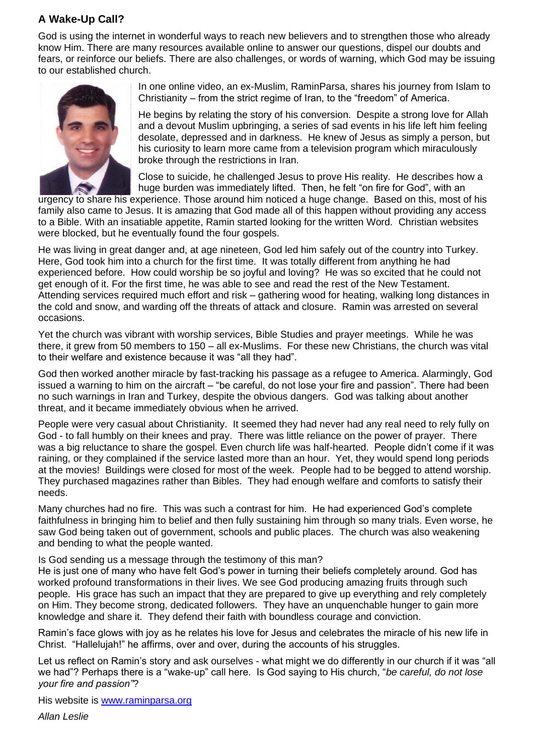### A Wake-Up Call?

God is using the internet in wonderful ways to reach new believers and to strengthen those who already know Him. There are many resources available online to answer our questions, dispel our doubts and fears, or reinforce our beliefs. There are also challenges, or words of warning, which God may be issuing to our established church.

In one online video, an ex-Muslim, RaminParsa, shares his journey from Islam to Christianity – from the strict regime of Iran, to the "freedom" of America.

He begins by relating the story of his conversion. Despite a strong love for Allah and a devout Muslim upbringing, a series of sad events in his life left him feeling desolate, depressed and in darkness. He knew of Jesus as simply a person, but his curiosity to learn more came from a television program which miraculously broke through the restrictions in Iran.

Close to suicide, he challenged Jesus to prove His reality. He describes how a huge burden was immediately lifted. Then, he felt "on fire for God", with an urgency to share his experience. Those around him noticed a huge change. Based on this, most of his family also came to Jesus. It is amazing that God made all of this happen without providing any access to a Bible. With an insatiable appetite, Ramin started looking for the written Word. Christian websites were blocked, but he eventually found the four gospels.

He was living in great danger and, at age nineteen, God led him safely out of the country into Turkey. Here, God took him into a church for the first time. It was totally different from anything he had experienced before. How could worship be so joyful and loving? He was so excited that he could not get enough of it. For the first time, he was able to see and read the rest of the New Testament. Attending services required much effort and risk – gathering wood for heating, walking long distances in the cold and snow, and warding off the threats of attack and closure. Ramin was arrested on several occasions.

Yet the church was vibrant with worship services, Bible Studies and prayer meetings. While he was there, it grew from 50 members to 150 – all ex-Muslims. For these new Christians, the church was vital to their welfare and existence because it was "all they had".

God then worked another miracle by fast-tracking his passage as a refugee to America. Alarmingly, God issued a warning to him on the aircraft – "be careful, do not lose your fire and passion". There had been no such warnings in Iran and Turkey, despite the obvious dangers. God was talking about another threat, and it became immediately obvious when he arrived.

People were very casual about Christianity. It seemed they had never had any real need to rely fully on God - to fall humbly on their knees and pray. There was little reliance on the power of prayer. There was a big reluctance to share the gospel. Even church life was half-hearted. People didn't come if it was raining, or they complained if the service lasted more than an hour. Yet, they would spend long periods at the movies! Buildings were closed for most of the week. People had to be begged to attend worship. They purchased magazines rather than Bibles. They had enough welfare and comforts to satisfy their needs.

Many churches had no fire. This was such a contrast for him. He had experienced God's complete faithfulness in bringing him to belief and then fully sustaining him through so many trials. Even worse, he saw God being taken out of government, schools and public places. The church was also weakening and bending to what the people wanted.

Is God sending us a message through the testimony of this man?
He is just one of many who have felt God's power in turning their beliefs completely around. God has worked profound transformations in their lives. We see God producing amazing fruits through such people. His grace has such an impact that they are prepared to give up everything and rely completely on Him. They become strong, dedicated followers. They have an unquenchable hunger to gain more knowledge and share it. They defend their faith with boundless courage and conviction.

Ramin's face glows with joy as he relates his love for Jesus and celebrates the miracle of his new life in Christ. "Hallelujah!" he affirms, over and over, during the accounts of his struggles.

Let us reflect on Ramin's story and ask ourselves - what might we do differently in our church if it was "all we had"? Perhaps there is a "wake-up" call here. Is God saying to His church, "*be careful, do not lose your fire and passion"*?

His website is [www.raminparsa.org](http://www.raminparsa.org)

*Allan Leslie*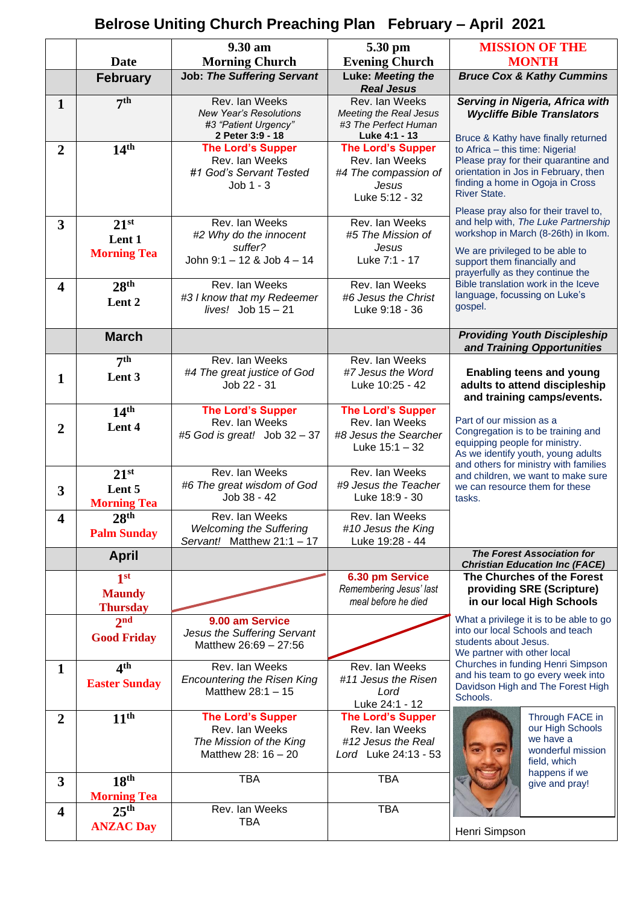# Belrose Uniting Church Preaching Plan   February – April 2021

| | Date | 9.30 am Morning Church | 5.30 pm Evening Church | MISSION OF THE MONTH |
|---|---|---|---|---|
| | **February** | **Job:** ***The Suffering Servant*** | **Luke:** ***Meeting the Real Jesus*** | ***Bruce Cox & Kathy Cummins*** |
| **1** | **7th** | Rev. Ian Weeks<br>*New Year's Resolutions*<br>*#3 "Patient Urgency"*<br>**2 Peter 3:9 - 18** | Rev. Ian Weeks<br>*Meeting the Real Jesus*<br>*#3 The Perfect Human*<br>**Luke 4:1 - 13** | ***Serving in Nigeria, Africa with Wycliffe Bible Translators***<br><br>Bruce & Kathy have finally returned to Africa – this time: Nigeria! Please pray for their quarantine and orientation in Jos in February, then finding a home in Ogoja in Cross River State.<br><br>Please pray also for their travel to, and help with, *The Luke Partnership* workshop in March (8-26th) in Ikom.<br><br>We are privileged to be able to support them financially and prayerfully as they continue the Bible translation work in the Iceve language, focussing on Luke's gospel. |
| **2** | **14th** | **The Lord's Supper**<br>Rev. Ian Weeks<br>*#1 God's Servant Tested*<br>Job 1 - 3 | **The Lord's Supper**<br>Rev. Ian Weeks<br>*#4 The compassion of Jesus*<br>Luke 5:12 - 32 | |
| **3** | **21st**<br>**Lent 1**<br>**Morning Tea** | Rev. Ian Weeks<br>*#2 Why do the innocent suffer?*<br>John 9:1 – 12 & Job 4 – 14 | Rev. Ian Weeks<br>*#5 The Mission of Jesus*<br>Luke 7:1 - 17 | |
| **4** | **28th**<br>**Lent 2** | Rev. Ian Weeks<br>*#3 I know that my Redeemer lives!* Job 15 – 21 | Rev. Ian Weeks<br>*#6 Jesus the Christ*<br>Luke 9:18 - 36 | |
| | **March** | | | ***Providing Youth Discipleship and Training Opportunities*** |
| **1** | **7th**<br>**Lent 3** | Rev. Ian Weeks<br>*#4 The great justice of God*<br>Job 22 - 31 | Rev. Ian Weeks<br>*#7 Jesus the Word*<br>Luke 10:25 - 42 | **Enabling teens and young adults to attend discipleship and training camps/events.**<br><br>Part of our mission as a Congregation is to be training and equipping people for ministry. As we identify youth, young adults and others for ministry with families and children, we want to make sure we can resource them for these tasks. |
| **2** | **14th**<br>**Lent 4** | **The Lord's Supper**<br>Rev. Ian Weeks<br>*#5 God is great!* Job 32 – 37 | **The Lord's Supper**<br>Rev. Ian Weeks<br>*#8 Jesus the Searcher*<br>Luke 15:1 – 32 | |
| **3** | **21st**<br>**Lent 5**<br>**Morning Tea** | Rev. Ian Weeks<br>*#6 The great wisdom of God*<br>Job 38 - 42 | Rev. Ian Weeks<br>*#9 Jesus the Teacher*<br>Luke 18:9 - 30 | |
| **4** | **28th**<br>**Palm Sunday** | Rev. Ian Weeks<br>*Welcoming the Suffering Servant!* Matthew 21:1 – 17 | Rev. Ian Weeks<br>*#10 Jesus the King*<br>Luke 19:28 - 44 | |
| | **April** | | | ***The Forest Association for Christian Education Inc (FACE)*** |
| | **1st**<br>**Maundy Thursday** | | **6.30 pm Service**<br>*Remembering Jesus' last meal before he died* | **The Churches of the Forest providing SRE (Scripture) in our local High Schools**<br><br>What a privilege it is to be able to go into our local Schools and teach students about Jesus. We partner with other local Churches in funding Henri Simpson and his team to go every week into Davidson High and The Forest High Schools.<br><br>Through FACE in our High Schools we have a wonderful mission field, which happens if we give and pray!<br><br>Henri Simpson |
| | **2nd**<br>**Good Friday** | **9.00 am Service**<br>*Jesus the Suffering Servant*<br>Matthew 26:69 – 27:56 | | |
| **1** | **4th**<br>**Easter Sunday** | Rev. Ian Weeks<br>*Encountering the Risen King*<br>Matthew 28:1 – 15 | Rev. Ian Weeks<br>*#11 Jesus the Risen Lord*<br>Luke 24:1 - 12 | |
| **2** | **11th** | **The Lord's Supper**<br>Rev. Ian Weeks<br>*The Mission of the King*<br>Matthew 28: 16 – 20 | **The Lord's Supper**<br>Rev. Ian Weeks<br>*#12 Jesus the Real Lord* Luke 24:13 - 53 | |
| **3** | **18th**<br>**Morning Tea** | TBA | TBA | |
| **4** | **25th**<br>**ANZAC Day** | Rev. Ian Weeks<br>TBA | TBA | |